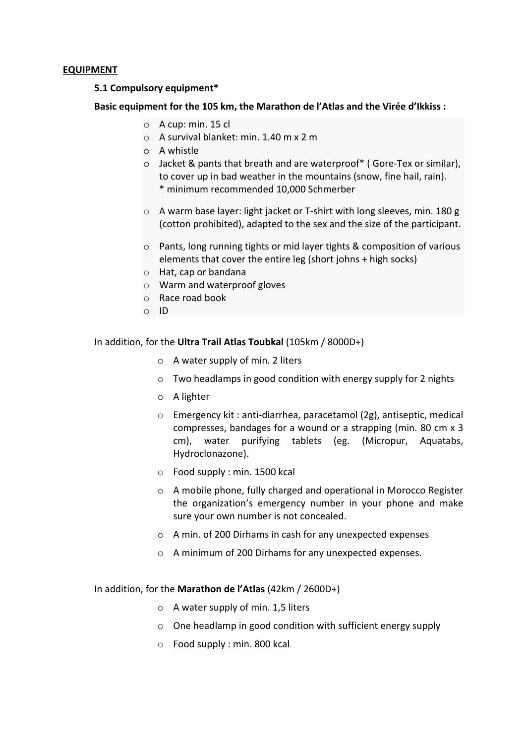**EQUIPMENT**

**5.1 Compulsory equipment***

**Basic equipment for the 105 km, the Marathon de l'Atlas and the Virée d'Ikkiss :**

- A cup: min. 15 cl
- A survival blanket: min. 1.40 m x 2 m
- A whistle
- Jacket & pants that breath and are waterproof* ( Gore-Tex or similar), to cover up in bad weather in the mountains (snow, fine hail, rain).
  * minimum recommended 10,000 Schmerber
- A warm base layer: light jacket or T-shirt with long sleeves, min. 180 g (cotton prohibited), adapted to the sex and the size of the participant.
- Pants, long running tights or mid layer tights & composition of various elements that cover the entire leg (short johns + high socks)
- Hat, cap or bandana
- Warm and waterproof gloves
- Race road book
- ID

In addition, for the **Ultra Trail Atlas Toubkal** (105km / 8000D+)

- A water supply of min. 2 liters
- Two headlamps in good condition with energy supply for 2 nights
- A lighter
- Emergency kit : anti-diarrhea, paracetamol (2g), antiseptic, medical compresses, bandages for a wound or a strapping (min. 80 cm x 3 cm), water purifying tablets (eg. (Micropur, Aquatabs, Hydroclonazone).
- Food supply : min. 1500 kcal
- A mobile phone, fully charged and operational in Morocco Register the organization's emergency number in your phone and make sure your own number is not concealed.
- A min. of 200 Dirhams in cash for any unexpected expenses
- A minimum of 200 Dirhams for any unexpected expenses.

In addition, for the **Marathon de l'Atlas** (42km / 2600D+)

- A water supply of min. 1,5 liters
- One headlamp in good condition with sufficient energy supply
- Food supply : min. 800 kcal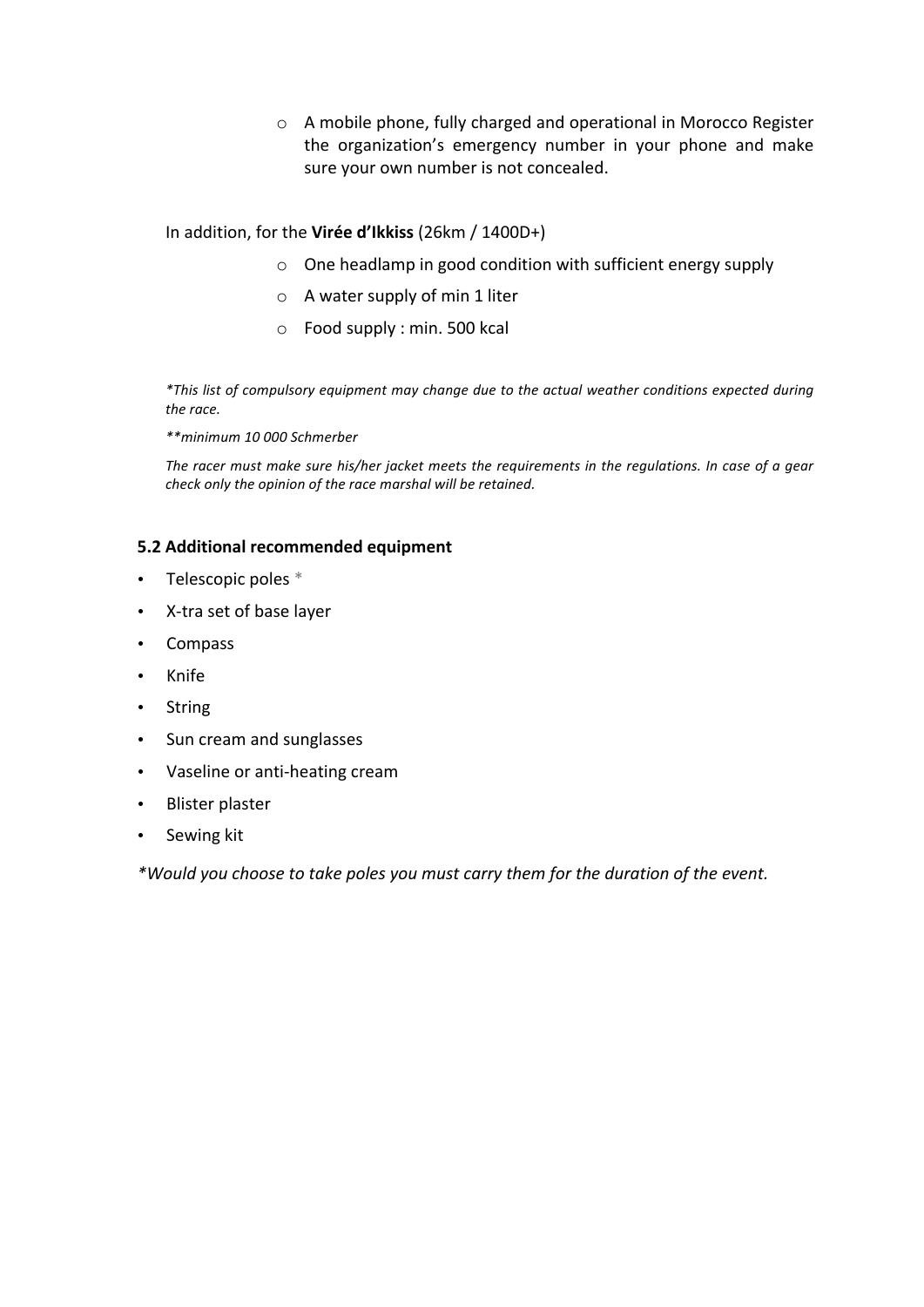- A mobile phone, fully charged and operational in Morocco Register the organization's emergency number in your phone and make sure your own number is not concealed.

In addition, for the **Virée d'Ikkiss** (26km / 1400D+)

- One headlamp in good condition with sufficient energy supply
- A water supply of min 1 liter
- Food supply : min. 500 kcal

*\*This list of compulsory equipment may change due to the actual weather conditions expected during the race.*

*\*\*minimum 10 000 Schmerber*

*The racer must make sure his/her jacket meets the requirements in the regulations. In case of a gear check only the opinion of the race marshal will be retained.*

### 5.2 Additional recommended equipment

- Telescopic poles *
- X-tra set of base layer
- Compass
- Knife
- String
- Sun cream and sunglasses
- Vaseline or anti-heating cream
- Blister plaster
- Sewing kit

*\*Would you choose to take poles you must carry them for the duration of the event.*